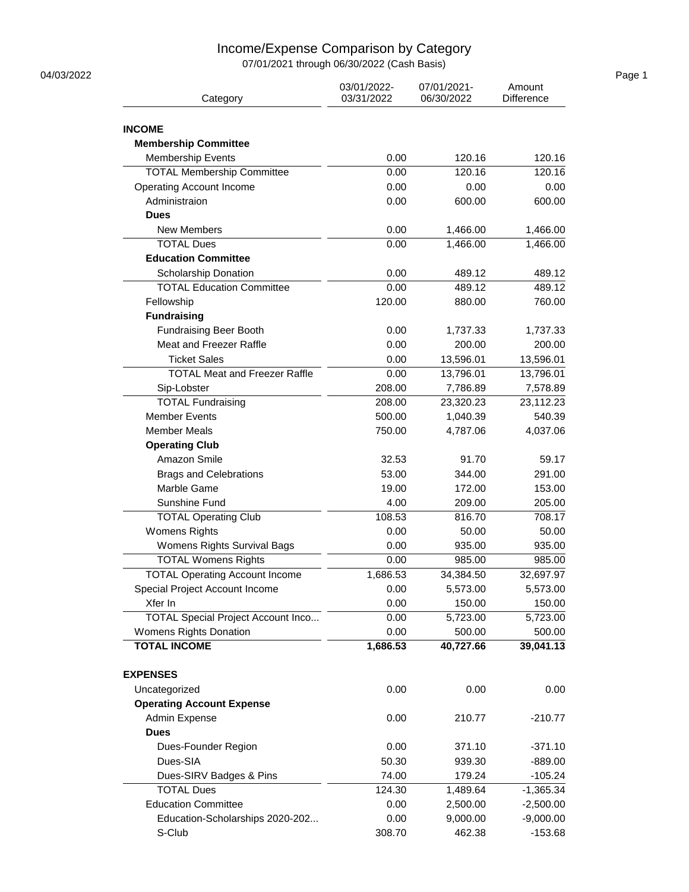# Income/Expense Comparison by Category

07/01/2021 through 06/30/2022 (Cash Basis)

04/03/2022

| Category | 03/01/2022-03/31/2022 | 07/01/2021-06/30/2022 | Amount Difference |
|---|---|---|---|
| **INCOME** | | | |
| **Membership Committee** | | | |
| Membership Events | 0.00 | 120.16 | 120.16 |
| TOTAL Membership Committee | 0.00 | 120.16 | 120.16 |
| Operating Account Income | 0.00 | 0.00 | 0.00 |
| Administraion | 0.00 | 600.00 | 600.00 |
| **Dues** | | | |
| New Members | 0.00 | 1,466.00 | 1,466.00 |
| TOTAL Dues | 0.00 | 1,466.00 | 1,466.00 |
| **Education Committee** | | | |
| Scholarship Donation | 0.00 | 489.12 | 489.12 |
| TOTAL Education Committee | 0.00 | 489.12 | 489.12 |
| Fellowship | 120.00 | 880.00 | 760.00 |
| **Fundraising** | | | |
| Fundraising Beer Booth | 0.00 | 1,737.33 | 1,737.33 |
| Meat and Freezer Raffle | 0.00 | 200.00 | 200.00 |
| Ticket Sales | 0.00 | 13,596.01 | 13,596.01 |
| TOTAL Meat and Freezer Raffle | 0.00 | 13,796.01 | 13,796.01 |
| Sip-Lobster | 208.00 | 7,786.89 | 7,578.89 |
| TOTAL Fundraising | 208.00 | 23,320.23 | 23,112.23 |
| Member Events | 500.00 | 1,040.39 | 540.39 |
| Member Meals | 750.00 | 4,787.06 | 4,037.06 |
| **Operating Club** | | | |
| Amazon Smile | 32.53 | 91.70 | 59.17 |
| Brags and Celebrations | 53.00 | 344.00 | 291.00 |
| Marble Game | 19.00 | 172.00 | 153.00 |
| Sunshine Fund | 4.00 | 209.00 | 205.00 |
| TOTAL Operating Club | 108.53 | 816.70 | 708.17 |
| Womens Rights | 0.00 | 50.00 | 50.00 |
| Womens Rights Survival Bags | 0.00 | 935.00 | 935.00 |
| TOTAL Womens Rights | 0.00 | 985.00 | 985.00 |
| TOTAL Operating Account Income | 1,686.53 | 34,384.50 | 32,697.97 |
| Special Project Account Income | 0.00 | 5,573.00 | 5,573.00 |
| Xfer In | 0.00 | 150.00 | 150.00 |
| TOTAL Special Project Account Inco... | 0.00 | 5,723.00 | 5,723.00 |
| Womens Rights Donation | 0.00 | 500.00 | 500.00 |
| **TOTAL INCOME** | **1,686.53** | **40,727.66** | **39,041.13** |
| | | | |
| **EXPENSES** | | | |
| Uncategorized | 0.00 | 0.00 | 0.00 |
| **Operating Account Expense** | | | |
| Admin Expense | 0.00 | 210.77 | -210.77 |
| **Dues** | | | |
| Dues-Founder Region | 0.00 | 371.10 | -371.10 |
| Dues-SIA | 50.30 | 939.30 | -889.00 |
| Dues-SIRV Badges & Pins | 74.00 | 179.24 | -105.24 |
| TOTAL Dues | 124.30 | 1,489.64 | -1,365.34 |
| Education Committee | 0.00 | 2,500.00 | -2,500.00 |
| Education-Scholarships 2020-202... | 0.00 | 9,000.00 | -9,000.00 |
| S-Club | 308.70 | 462.38 | -153.68 |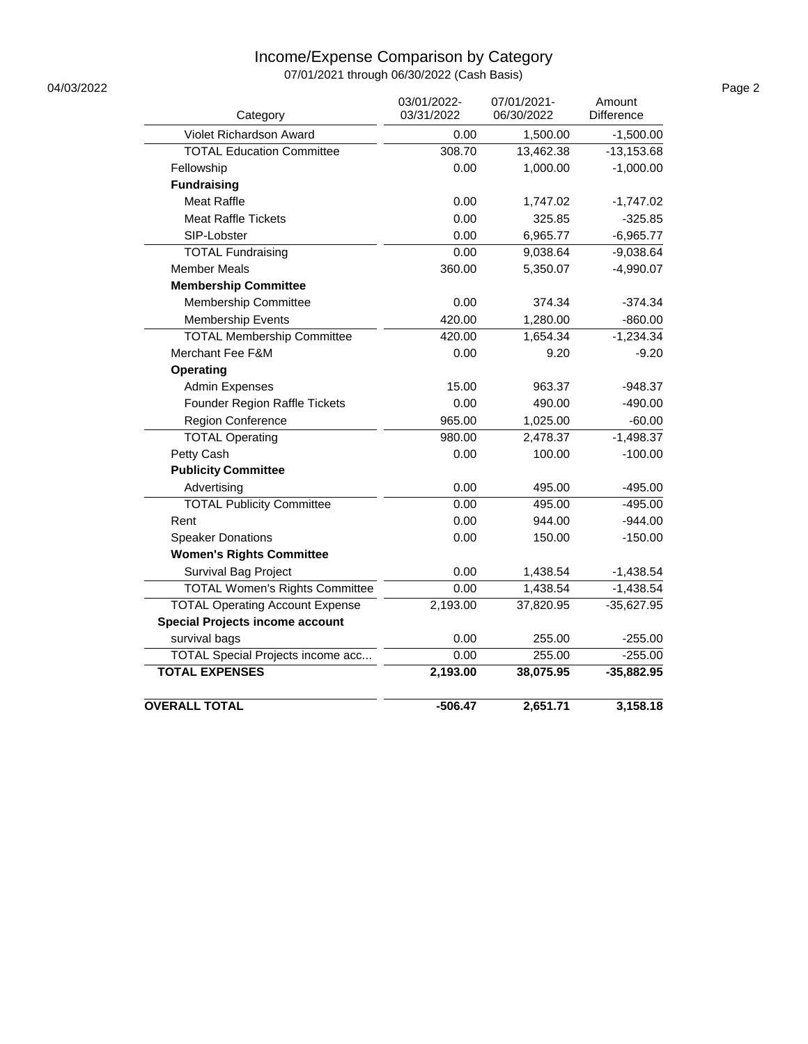# Income/Expense Comparison by Category

07/01/2021 through 06/30/2022 (Cash Basis)

04/03/2022

| Category | 03/01/2022-03/31/2022 | 07/01/2021-06/30/2022 | Amount Difference |
|---|---|---|---|
| Violet Richardson Award | 0.00 | 1,500.00 | -1,500.00 |
| TOTAL Education Committee | 308.70 | 13,462.38 | -13,153.68 |
| Fellowship | 0.00 | 1,000.00 | -1,000.00 |
| **Fundraising** | | | |
| Meat Raffle | 0.00 | 1,747.02 | -1,747.02 |
| Meat Raffle Tickets | 0.00 | 325.85 | -325.85 |
| SIP-Lobster | 0.00 | 6,965.77 | -6,965.77 |
| TOTAL Fundraising | 0.00 | 9,038.64 | -9,038.64 |
| Member Meals | 360.00 | 5,350.07 | -4,990.07 |
| **Membership Committee** | | | |
| Membership Committee | 0.00 | 374.34 | -374.34 |
| Membership Events | 420.00 | 1,280.00 | -860.00 |
| TOTAL Membership Committee | 420.00 | 1,654.34 | -1,234.34 |
| Merchant Fee F&M | 0.00 | 9.20 | -9.20 |
| **Operating** | | | |
| Admin Expenses | 15.00 | 963.37 | -948.37 |
| Founder Region Raffle Tickets | 0.00 | 490.00 | -490.00 |
| Region Conference | 965.00 | 1,025.00 | -60.00 |
| TOTAL Operating | 980.00 | 2,478.37 | -1,498.37 |
| Petty Cash | 0.00 | 100.00 | -100.00 |
| **Publicity Committee** | | | |
| Advertising | 0.00 | 495.00 | -495.00 |
| TOTAL Publicity Committee | 0.00 | 495.00 | -495.00 |
| Rent | 0.00 | 944.00 | -944.00 |
| Speaker Donations | 0.00 | 150.00 | -150.00 |
| **Women's Rights Committee** | | | |
| Survival Bag Project | 0.00 | 1,438.54 | -1,438.54 |
| TOTAL Women's Rights Committee | 0.00 | 1,438.54 | -1,438.54 |
| TOTAL Operating Account Expense | 2,193.00 | 37,820.95 | -35,627.95 |
| **Special Projects income account** | | | |
| survival bags | 0.00 | 255.00 | -255.00 |
| TOTAL Special Projects income acc... | 0.00 | 255.00 | -255.00 |
| **TOTAL EXPENSES** | **2,193.00** | **38,075.95** | **-35,882.95** |
| **OVERALL TOTAL** | **-506.47** | **2,651.71** | **3,158.18** |